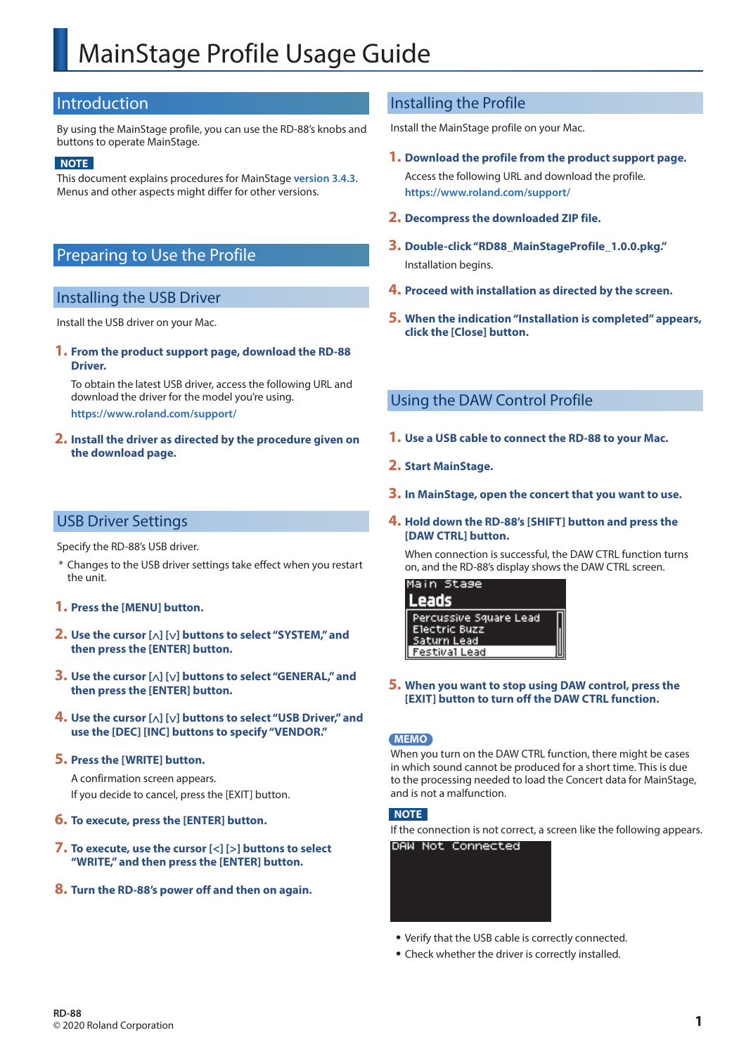# MainStage Profile Usage Guide

## Introduction

By using the MainStage profile, you can use the RD-88's knobs and buttons to operate MainStage.

**NOTE**

This document explains procedures for MainStage version 3.4.3. Menus and other aspects might differ for other versions.

## Preparing to Use the Profile

### Installing the USB Driver

Install the USB driver on your Mac.

1. **From the product support page, download the RD-88 Driver.**

   To obtain the latest USB driver, access the following URL and download the driver for the model you're using.

   https://www.roland.com/support/

2. **Install the driver as directed by the procedure given on the download page.**

### USB Driver Settings

Specify the RD-88's USB driver.

\* Changes to the USB driver settings take effect when you restart the unit.

1. **Press the [MENU] button.**
2. **Use the cursor [ʌ] [v] buttons to select "SYSTEM," and then press the [ENTER] button.**
3. **Use the cursor [ʌ] [v] buttons to select "GENERAL," and then press the [ENTER] button.**
4. **Use the cursor [ʌ] [v] buttons to select "USB Driver," and use the [DEC] [INC] buttons to specify "VENDOR."**
5. **Press the [WRITE] button.**

   A confirmation screen appears.

   If you decide to cancel, press the [EXIT] button.

6. **To execute, press the [ENTER] button.**
7. **To execute, use the cursor [<] [>] buttons to select "WRITE," and then press the [ENTER] button.**
8. **Turn the RD-88's power off and then on again.**

## Installing the Profile

Install the MainStage profile on your Mac.

1. **Download the profile from the product support page.**

   Access the following URL and download the profile.

   https://www.roland.com/support/

2. **Decompress the downloaded ZIP file.**
3. **Double-click "RD88_MainStageProfile_1.0.0.pkg."**

   Installation begins.

4. **Proceed with installation as directed by the screen.**
5. **When the indication "Installation is completed" appears, click the [Close] button.**

## Using the DAW Control Profile

1. **Use a USB cable to connect the RD-88 to your Mac.**
2. **Start MainStage.**
3. **In MainStage, open the concert that you want to use.**
4. **Hold down the RD-88's [SHIFT] button and press the [DAW CTRL] button.**

   When connection is successful, the DAW CTRL function turns on, and the RD-88's display shows the DAW CTRL screen.

   ```
   Main Stage
   Leads
   Percussive Square Lead
   Electric Buzz
   Saturn Lead
   Festival Lead
   ```

5. **When you want to stop using DAW control, press the [EXIT] button to turn off the DAW CTRL function.**

**MEMO**

When you turn on the DAW CTRL function, there might be cases in which sound cannot be produced for a short time. This is due to the processing needed to load the Concert data for MainStage, and is not a malfunction.

**NOTE**

If the connection is not correct, a screen like the following appears.

```
DAW Not Connected
```

- Verify that the USB cable is correctly connected.
- Check whether the driver is correctly installed.

RD-88
© 2020 Roland Corporation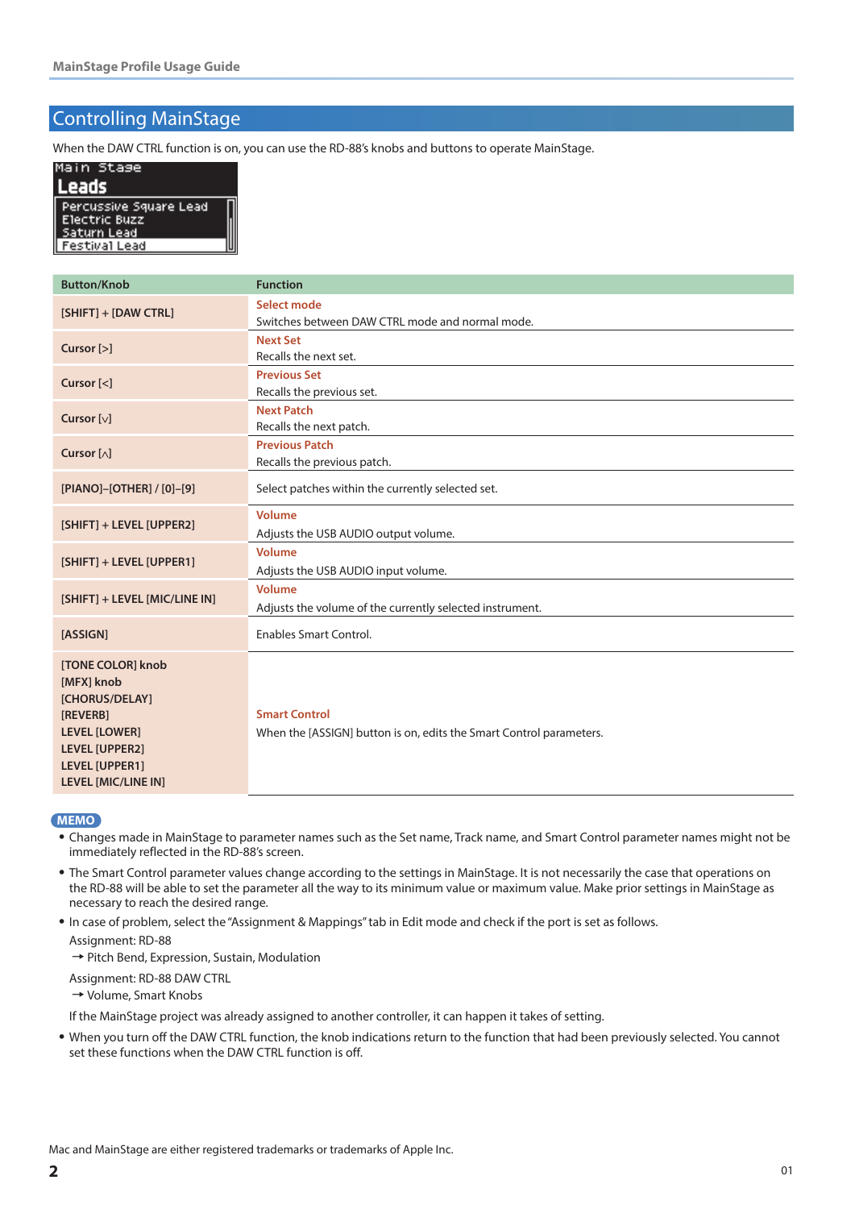## Controlling MainStage

When the DAW CTRL function is on, you can use the RD-88's knobs and buttons to operate MainStage.

| Button/Knob | Function |
|---|---|
| [SHIFT] + [DAW CTRL] | **Select mode**<br>Switches between DAW CTRL mode and normal mode. |
| Cursor [>] | **Next Set**<br>Recalls the next set. |
| Cursor [<] | **Previous Set**<br>Recalls the previous set. |
| Cursor [v] | **Next Patch**<br>Recalls the next patch. |
| Cursor [^] | **Previous Patch**<br>Recalls the previous patch. |
| [PIANO]–[OTHER] / [0]–[9] | Select patches within the currently selected set. |
| [SHIFT] + LEVEL [UPPER2] | **Volume**<br>Adjusts the USB AUDIO output volume. |
| [SHIFT] + LEVEL [UPPER1] | **Volume**<br>Adjusts the USB AUDIO input volume. |
| [SHIFT] + LEVEL [MIC/LINE IN] | **Volume**<br>Adjusts the volume of the currently selected instrument. |
| [ASSIGN] | Enables Smart Control. |
| [TONE COLOR] knob<br>[MFX] knob<br>[CHORUS/DELAY]<br>[REVERB]<br>LEVEL [LOWER]<br>LEVEL [UPPER2]<br>LEVEL [UPPER1]<br>LEVEL [MIC/LINE IN] | **Smart Control**<br>When the [ASSIGN] button is on, edits the Smart Control parameters. |

**MEMO**

- Changes made in MainStage to parameter names such as the Set name, Track name, and Smart Control parameter names might not be immediately reflected in the RD-88's screen.
- The Smart Control parameter values change according to the settings in MainStage. It is not necessarily the case that operations on the RD-88 will be able to set the parameter all the way to its minimum value or maximum value. Make prior settings in MainStage as necessary to reach the desired range.
- In case of problem, select the "Assignment & Mappings" tab in Edit mode and check if the port is set as follows.

  Assignment: RD-88
  → Pitch Bend, Expression, Sustain, Modulation

  Assignment: RD-88 DAW CTRL
  → Volume, Smart Knobs

  If the MainStage project was already assigned to another controller, it can happen it takes of setting.
- When you turn off the DAW CTRL function, the knob indications return to the function that had been previously selected. You cannot set these functions when the DAW CTRL function is off.

Mac and MainStage are either registered trademarks or trademarks of Apple Inc.